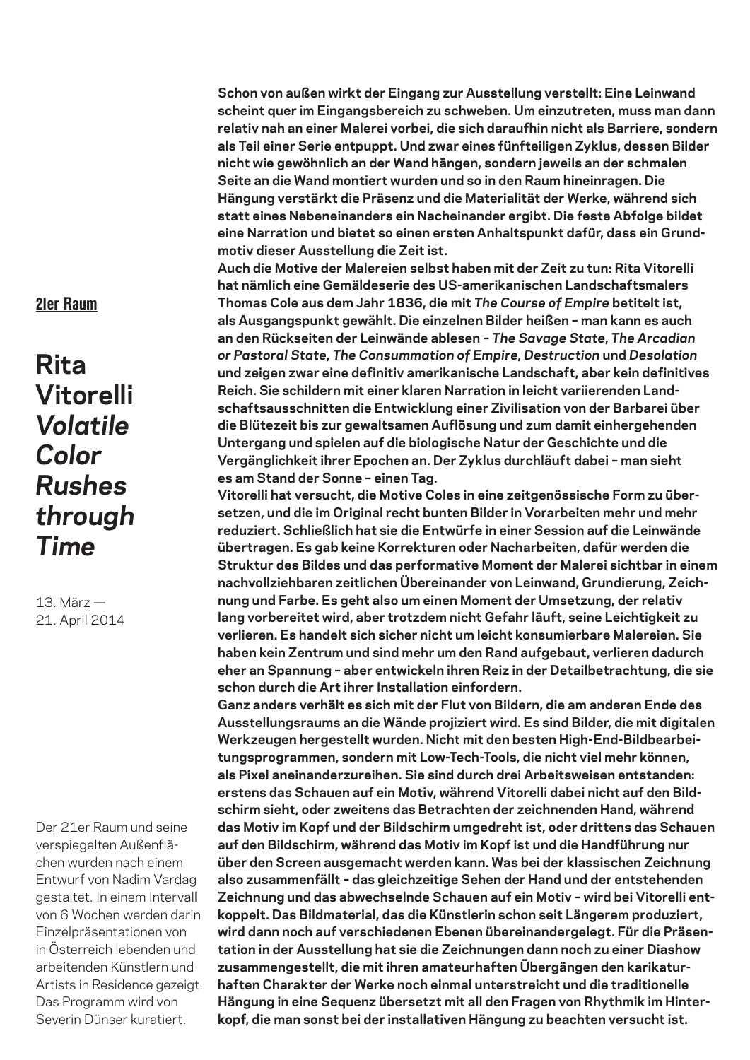21er Raum

# Rita Vitorelli *Volatile Color Rushes through Time*

13. März — 21. April 2014

Der 21er Raum und seine verspiegelten Außenflächen wurden nach einem Entwurf von Nadim Vardag gestaltet. In einem Intervall von 6 Wochen werden darin Einzelpräsentationen von in Österreich lebenden und arbeitenden Künstlern und Artists in Residence gezeigt. Das Programm wird von Severin Dünser kuratiert.

**Schon von außen wirkt der Eingang zur Ausstellung verstellt: Eine Leinwand scheint quer im Eingangsbereich zu schweben. Um einzutreten, muss man dann relativ nah an einer Malerei vorbei, die sich daraufhin nicht als Barriere, sondern als Teil einer Serie entpuppt. Und zwar eines fünfteiligen Zyklus, dessen Bilder nicht wie gewöhnlich an der Wand hängen, sondern jeweils an der schmalen Seite an die Wand montiert wurden und so in den Raum hineinragen. Die Hängung verstärkt die Präsenz und die Materialität der Werke, während sich statt eines Nebeneinanders ein Nacheinander ergibt. Die feste Abfolge bildet eine Narration und bietet so einen ersten Anhaltspunkt dafür, dass ein Grundmotiv dieser Ausstellung die Zeit ist.**

**Auch die Motive der Malereien selbst haben mit der Zeit zu tun: Rita Vitorelli hat nämlich eine Gemäldeserie des US-amerikanischen Landschaftsmalers Thomas Cole aus dem Jahr 1836, die mit *The Course of Empire* betitelt ist, als Ausgangspunkt gewählt. Die einzelnen Bilder heißen – man kann es auch an den Rückseiten der Leinwände ablesen – *The Savage State*, *The Arcadian or Pastoral State*, *The Consummation of Empire*, *Destruction* und *Desolation* und zeigen zwar eine definitiv amerikanische Landschaft, aber kein definitives Reich. Sie schildern mit einer klaren Narration in leicht variierenden Landschaftsausschnitten die Entwicklung einer Zivilisation von der Barbarei über die Blütezeit bis zur gewaltsamen Auflösung und zum damit einhergehenden Untergang und spielen auf die biologische Natur der Geschichte und die Vergänglichkeit ihrer Epochen an. Der Zyklus durchläuft dabei – man sieht es am Stand der Sonne – einen Tag.**

**Vitorelli hat versucht, die Motive Coles in eine zeitgenössische Form zu übersetzen, und die im Original recht bunten Bilder in Vorarbeiten mehr und mehr reduziert. Schließlich hat sie die Entwürfe in einer Session auf die Leinwände übertragen. Es gab keine Korrekturen oder Nacharbeiten, dafür werden die Struktur des Bildes und das performative Moment der Malerei sichtbar in einem nachvollziehbaren zeitlichen Übereinander von Leinwand, Grundierung, Zeichnung und Farbe. Es geht also um einen Moment der Umsetzung, der relativ lang vorbereitet wird, aber trotzdem nicht Gefahr läuft, seine Leichtigkeit zu verlieren. Es handelt sich sicher nicht um leicht konsumierbare Malereien. Sie haben kein Zentrum und sind mehr um den Rand aufgebaut, verlieren dadurch eher an Spannung – aber entwickeln ihren Reiz in der Detailbetrachtung, die sie schon durch die Art ihrer Installation einfordern.**

**Ganz anders verhält es sich mit der Flut von Bildern, die am anderen Ende des Ausstellungsraums an die Wände projiziert wird. Es sind Bilder, die mit digitalen Werkzeugen hergestellt wurden. Nicht mit den besten High-End-Bildbearbeitungsprogrammen, sondern mit Low-Tech-Tools, die nicht viel mehr können, als Pixel aneinanderzureihen. Sie sind durch drei Arbeitsweisen entstanden: erstens das Schauen auf ein Motiv, während Vitorelli dabei nicht auf den Bildschirm sieht, oder zweitens das Betrachten der zeichnenden Hand, während das Motiv im Kopf und der Bildschirm umgedreht ist, oder drittens das Schauen auf den Bildschirm, während das Motiv im Kopf ist und die Handführung nur über den Screen ausgemacht werden kann. Was bei der klassischen Zeichnung also zusammenfällt – das gleichzeitige Sehen der Hand und der entstehenden Zeichnung und das abwechselnde Schauen auf ein Motiv – wird bei Vitorelli entkoppelt. Das Bildmaterial, das die Künstlerin schon seit Längerem produziert, wird dann noch auf verschiedenen Ebenen übereinandergelegt. Für die Präsentation in der Ausstellung hat sie die Zeichnungen dann noch zu einer Diashow zusammengestellt, die mit ihren amateurhaften Übergängen den karikaturhaften Charakter der Werke noch einmal unterstreicht und die traditionelle Hängung in eine Sequenz übersetzt mit all den Fragen von Rhythmik im Hinterkopf, die man sonst bei der installativen Hängung zu beachten versucht ist.**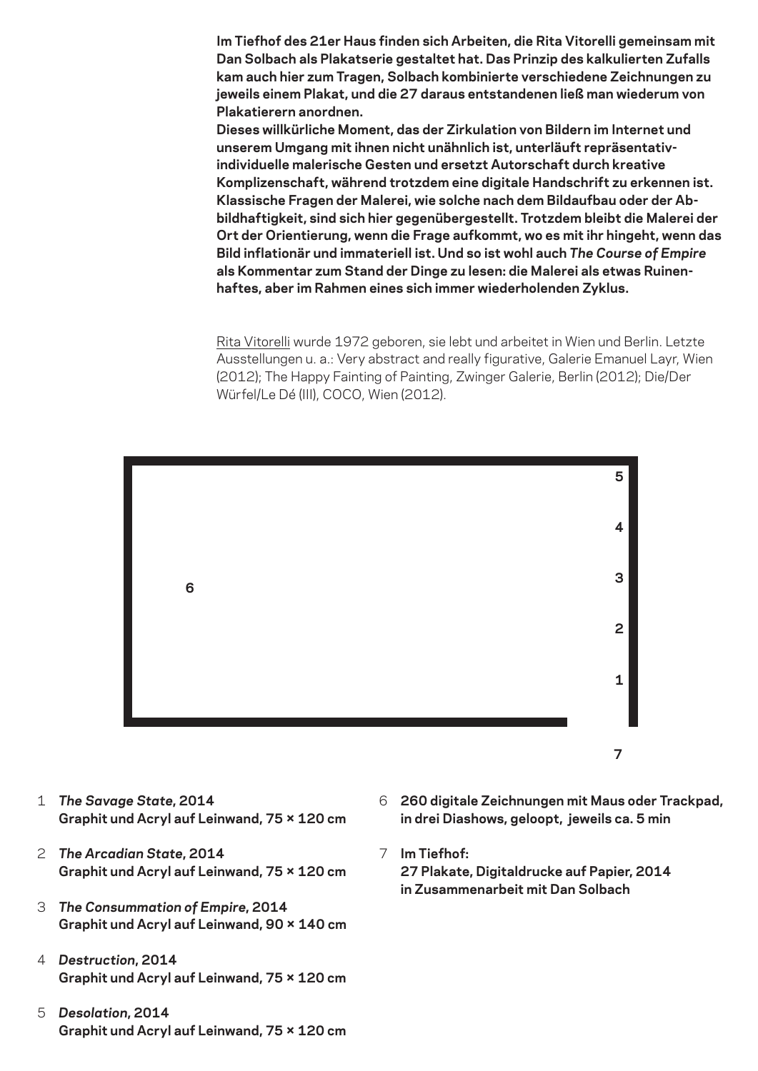**Im Tiefhof des 21er Haus finden sich Arbeiten, die Rita Vitorelli gemeinsam mit Dan Solbach als Plakatserie gestaltet hat. Das Prinzip des kalkulierten Zufalls kam auch hier zum Tragen, Solbach kombinierte verschiedene Zeichnungen zu jeweils einem Plakat, und die 27 daraus entstandenen ließ man wiederum von Plakatierern anordnen.**
**Dieses willkürliche Moment, das der Zirkulation von Bildern im Internet und unserem Umgang mit ihnen nicht unähnlich ist, unterläuft repräsentativ-individuelle malerische Gesten und ersetzt Autorschaft durch kreative Komplizenschaft, während trotzdem eine digitale Handschrift zu erkennen ist. Klassische Fragen der Malerei, wie solche nach dem Bildaufbau oder der Abbildhaftigkeit, sind sich hier gegenübergestellt. Trotzdem bleibt die Malerei der Ort der Orientierung, wenn die Frage aufkommt, wo es mit ihr hingeht, wenn das Bild inflationär und immateriell ist. Und so ist wohl auch *The Course of Empire* als Kommentar zum Stand der Dinge zu lesen: die Malerei als etwas Ruinenhaftes, aber im Rahmen eines sich immer wiederholenden Zyklus.**

Rita Vitorelli wurde 1972 geboren, sie lebt und arbeitet in Wien und Berlin. Letzte Ausstellungen u. a.: Very abstract and really figurative, Galerie Emanuel Layr, Wien (2012); The Happy Fainting of Painting, Zwinger Galerie, Berlin (2012); Die/Der Würfel/Le Dé (III), COCO, Wien (2012).

5

4

6 3

2

1

7

1. ***The Savage State*, 2014**
   **Graphit und Acryl auf Leinwand, 75 × 120 cm**
2. ***The Arcadian State*, 2014**
   **Graphit und Acryl auf Leinwand, 75 × 120 cm**
3. ***The Consummation of Empire*, 2014**
   **Graphit und Acryl auf Leinwand, 90 × 140 cm**
4. ***Destruction*, 2014**
   **Graphit und Acryl auf Leinwand, 75 × 120 cm**
5. ***Desolation*, 2014**
   **Graphit und Acryl auf Leinwand, 75 × 120 cm**
6. **260 digitale Zeichnungen mit Maus oder Trackpad, in drei Diashows, geloopt, jeweils ca. 5 min**
7. **Im Tiefhof:**
   **27 Plakate, Digitaldrucke auf Papier, 2014**
   **in Zusammenarbeit mit Dan Solbach**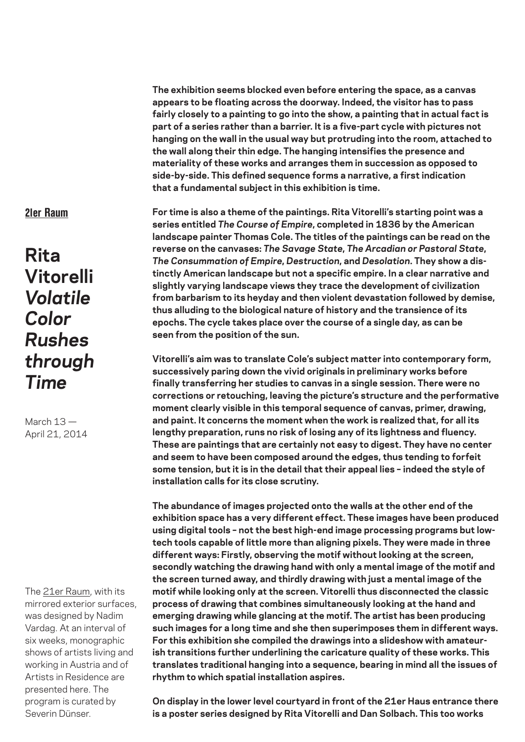[21er Raum](#)

# Rita Vitorelli *Volatile Color Rushes through Time*

March 13 — April 21, 2014

The [21er Raum](#), with its mirrored exterior surfaces, was designed by Nadim Vardag. At an interval of six weeks, monographic shows of artists living and working in Austria and of Artists in Residence are presented here. The program is curated by Severin Dünser.

**The exhibition seems blocked even before entering the space, as a canvas appears to be floating across the doorway. Indeed, the visitor has to pass fairly closely to a painting to go into the show, a painting that in actual fact is part of a series rather than a barrier. It is a five-part cycle with pictures not hanging on the wall in the usual way but protruding into the room, attached to the wall along their thin edge. The hanging intensifies the presence and materiality of these works and arranges them in succession as opposed to side-by-side. This defined sequence forms a narrative, a first indication that a fundamental subject in this exhibition is time.**

**For time is also a theme of the paintings. Rita Vitorelli's starting point was a series entitled *The Course of Empire*, completed in 1836 by the American landscape painter Thomas Cole. The titles of the paintings can be read on the reverse on the canvases: *The Savage State*, *The Arcadian or Pastoral State*, *The Consummation of Empire*, *Destruction*, and *Desolation*. They show a distinctly American landscape but not a specific empire. In a clear narrative and slightly varying landscape views they trace the development of civilization from barbarism to its heyday and then violent devastation followed by demise, thus alluding to the biological nature of history and the transience of its epochs. The cycle takes place over the course of a single day, as can be seen from the position of the sun.**

**Vitorelli's aim was to translate Cole's subject matter into contemporary form, successively paring down the vivid originals in preliminary works before finally transferring her studies to canvas in a single session. There were no corrections or retouching, leaving the picture's structure and the performative moment clearly visible in this temporal sequence of canvas, primer, drawing, and paint. It concerns the moment when the work is realized that, for all its lengthy preparation, runs no risk of losing any of its lightness and fluency. These are paintings that are certainly not easy to digest. They have no center and seem to have been composed around the edges, thus tending to forfeit some tension, but it is in the detail that their appeal lies – indeed the style of installation calls for its close scrutiny.**

**The abundance of images projected onto the walls at the other end of the exhibition space has a very different effect. These images have been produced using digital tools – not the best high-end image processing programs but low-tech tools capable of little more than aligning pixels. They were made in three different ways: Firstly, observing the motif without looking at the screen, secondly watching the drawing hand with only a mental image of the motif and the screen turned away, and thirdly drawing with just a mental image of the motif while looking only at the screen. Vitorelli thus disconnected the classic process of drawing that combines simultaneously looking at the hand and emerging drawing while glancing at the motif. The artist has been producing such images for a long time and she then superimposes them in different ways. For this exhibition she compiled the drawings into a slideshow with amateurish transitions further underlining the caricature quality of these works. This translates traditional hanging into a sequence, bearing in mind all the issues of rhythm to which spatial installation aspires.**

**On display in the lower level courtyard in front of the 21er Haus entrance there is a poster series designed by Rita Vitorelli and Dan Solbach. This too works**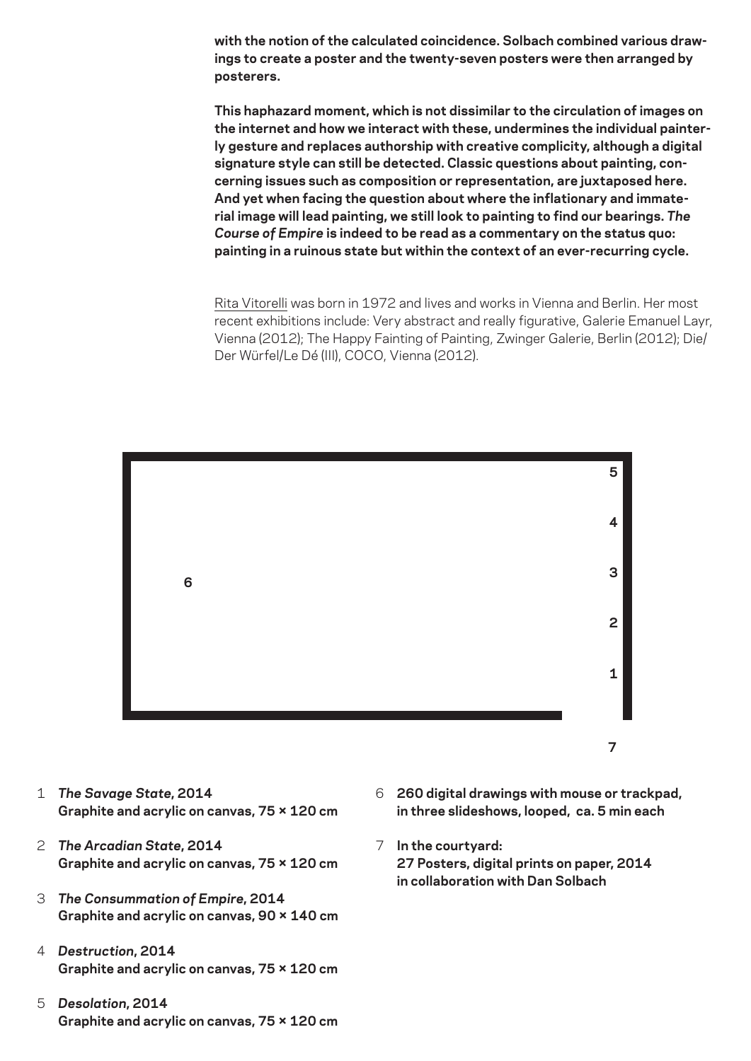**with the notion of the calculated coincidence. Solbach combined various drawings to create a poster and the twenty-seven posters were then arranged by posterers.**

**This haphazard moment, which is not dissimilar to the circulation of images on the internet and how we interact with these, undermines the individual painterly gesture and replaces authorship with creative complicity, although a digital signature style can still be detected. Classic questions about painting, concerning issues such as composition or representation, are juxtaposed here. And yet when facing the question about where the inflationary and immaterial image will lead painting, we still look to painting to find our bearings. *The Course of Empire* is indeed to be read as a commentary on the status quo: painting in a ruinous state but within the context of an ever-recurring cycle.**

Rita Vitorelli was born in 1972 and lives and works in Vienna and Berlin. Her most recent exhibitions include: Very abstract and really figurative, Galerie Emanuel Layr, Vienna (2012); The Happy Fainting of Painting, Zwinger Galerie, Berlin (2012); Die/Der Würfel/Le Dé (III), COCO, Vienna (2012).

5

4

3

6

2

1

7

1. ***The Savage State*, 2014**
   **Graphite and acrylic on canvas, 75 × 120 cm**
2. ***The Arcadian State*, 2014**
   **Graphite and acrylic on canvas, 75 × 120 cm**
3. ***The Consummation of Empire*, 2014**
   **Graphite and acrylic on canvas, 90 × 140 cm**
4. ***Destruction*, 2014**
   **Graphite and acrylic on canvas, 75 × 120 cm**
5. ***Desolation*, 2014**
   **Graphite and acrylic on canvas, 75 × 120 cm**
6. **260 digital drawings with mouse or trackpad, in three slideshows, looped, ca. 5 min each**
7. **In the courtyard:**
   **27 Posters, digital prints on paper, 2014**
   **in collaboration with Dan Solbach**